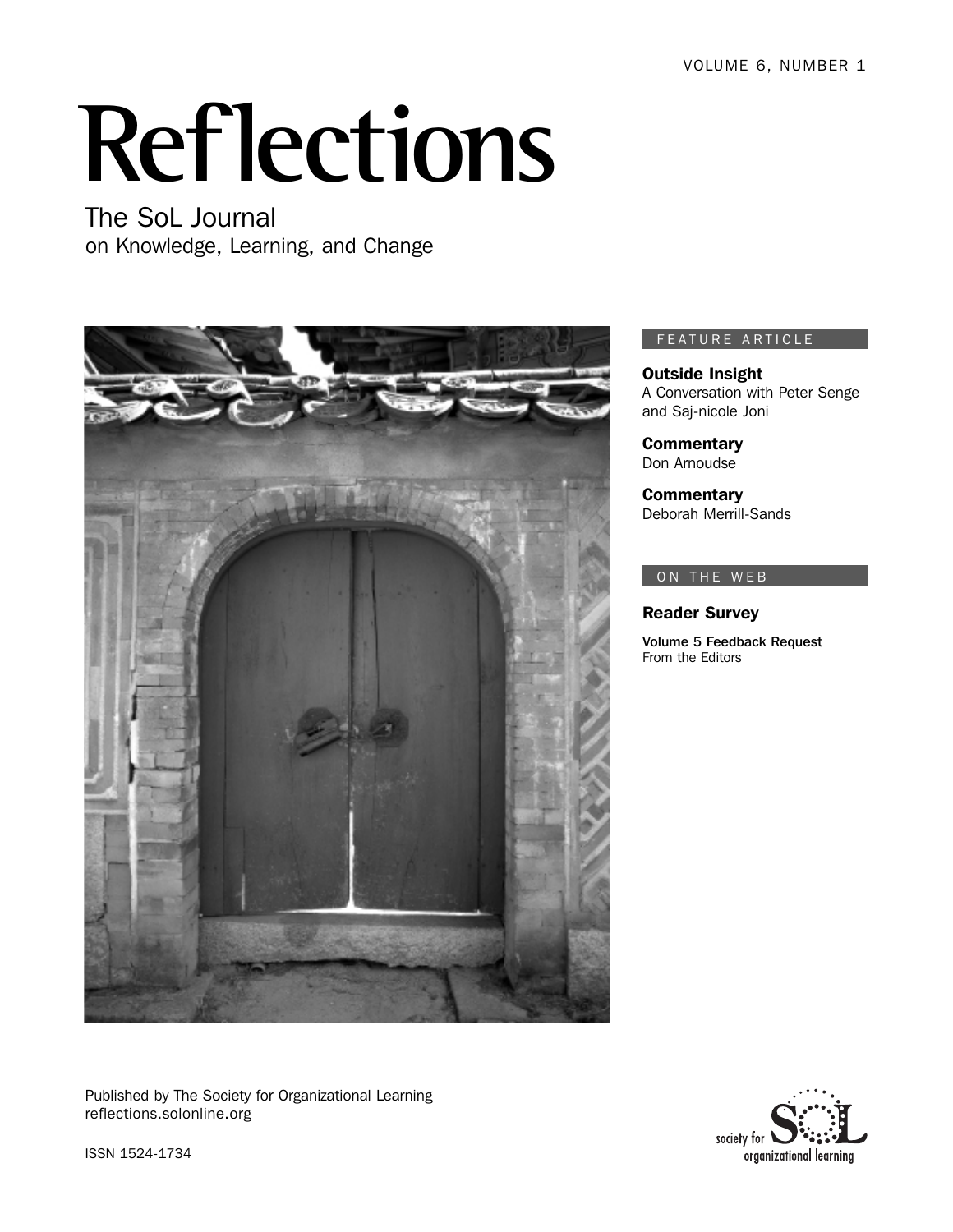VOLUME 6, NUMBER 1

# Reflections

## The SoL Journal
on Knowledge, Learning, and Change

FEATURE ARTICLE

**Outside Insight**
A Conversation with Peter Senge and Saj-nicole Joni

**Commentary**
Don Arnoudse

**Commentary**
Deborah Merrill-Sands

ON THE WEB

**Reader Survey**

**Volume 5 Feedback Request**
From the Editors

Published by The Society for Organizational Learning
reflections.solonline.org

ISSN 1524-1734

society for SoL organizational learning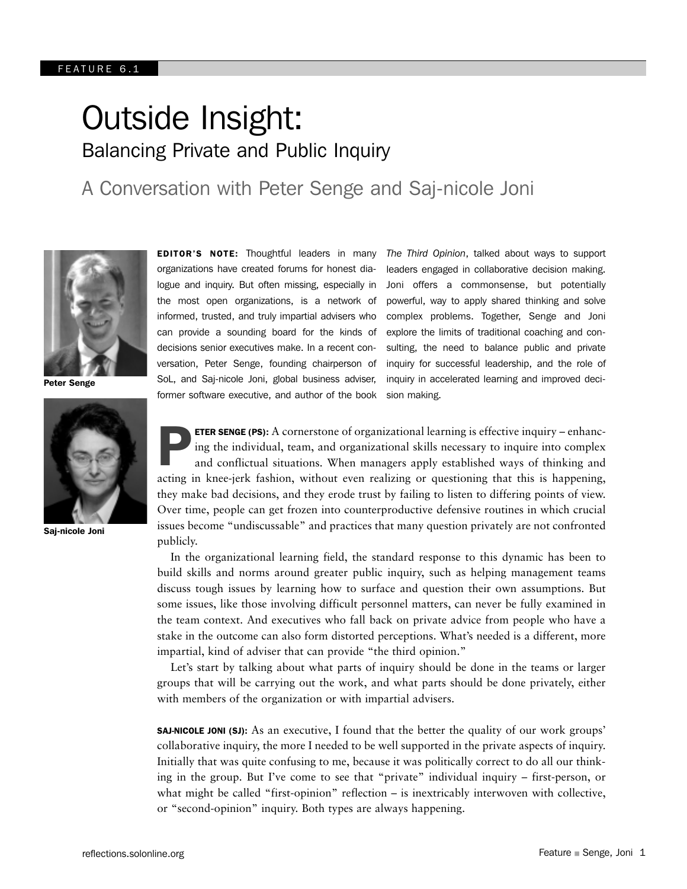FEATURE 6.1

# Outside Insight:
## Balancing Private and Public Inquiry

### A Conversation with Peter Senge and Saj-nicole Joni

Peter Senge

Saj-nicole Joni

**EDITOR'S NOTE:** Thoughtful leaders in many organizations have created forums for honest dialogue and inquiry. But often missing, especially in the most open organizations, is a network of informed, trusted, and truly impartial advisers who can provide a sounding board for the kinds of decisions senior executives make. In a recent conversation, Peter Senge, founding chairperson of SoL, and Saj-nicole Joni, global business adviser, former software executive, and author of the book *The Third Opinion*, talked about ways to support leaders engaged in collaborative decision making. Joni offers a commonsense, but potentially powerful, way to apply shared thinking and solve complex problems. Together, Senge and Joni explore the limits of traditional coaching and consulting, the need to balance public and private inquiry for successful leadership, and the role of inquiry in accelerated learning and improved decision making.

**PETER SENGE (PS):** A cornerstone of organizational learning is effective inquiry – enhancing the individual, team, and organizational skills necessary to inquire into complex and conflictual situations. When managers apply established ways of thinking and acting in knee-jerk fashion, without even realizing or questioning that this is happening, they make bad decisions, and they erode trust by failing to listen to differing points of view. Over time, people can get frozen into counterproductive defensive routines in which crucial issues become "undiscussable" and practices that many question privately are not confronted publicly.

In the organizational learning field, the standard response to this dynamic has been to build skills and norms around greater public inquiry, such as helping management teams discuss tough issues by learning how to surface and question their own assumptions. But some issues, like those involving difficult personnel matters, can never be fully examined in the team context. And executives who fall back on private advice from people who have a stake in the outcome can also form distorted perceptions. What's needed is a different, more impartial, kind of adviser that can provide "the third opinion."

Let's start by talking about what parts of inquiry should be done in the teams or larger groups that will be carrying out the work, and what parts should be done privately, either with members of the organization or with impartial advisers.

**SAJ-NICOLE JONI (SJ):** As an executive, I found that the better the quality of our work groups' collaborative inquiry, the more I needed to be well supported in the private aspects of inquiry. Initially that was quite confusing to me, because it was politically correct to do all our thinking in the group. But I've come to see that "private" individual inquiry – first-person, or what might be called "first-opinion" reflection – is inextricably interwoven with collective, or "second-opinion" inquiry. Both types are always happening.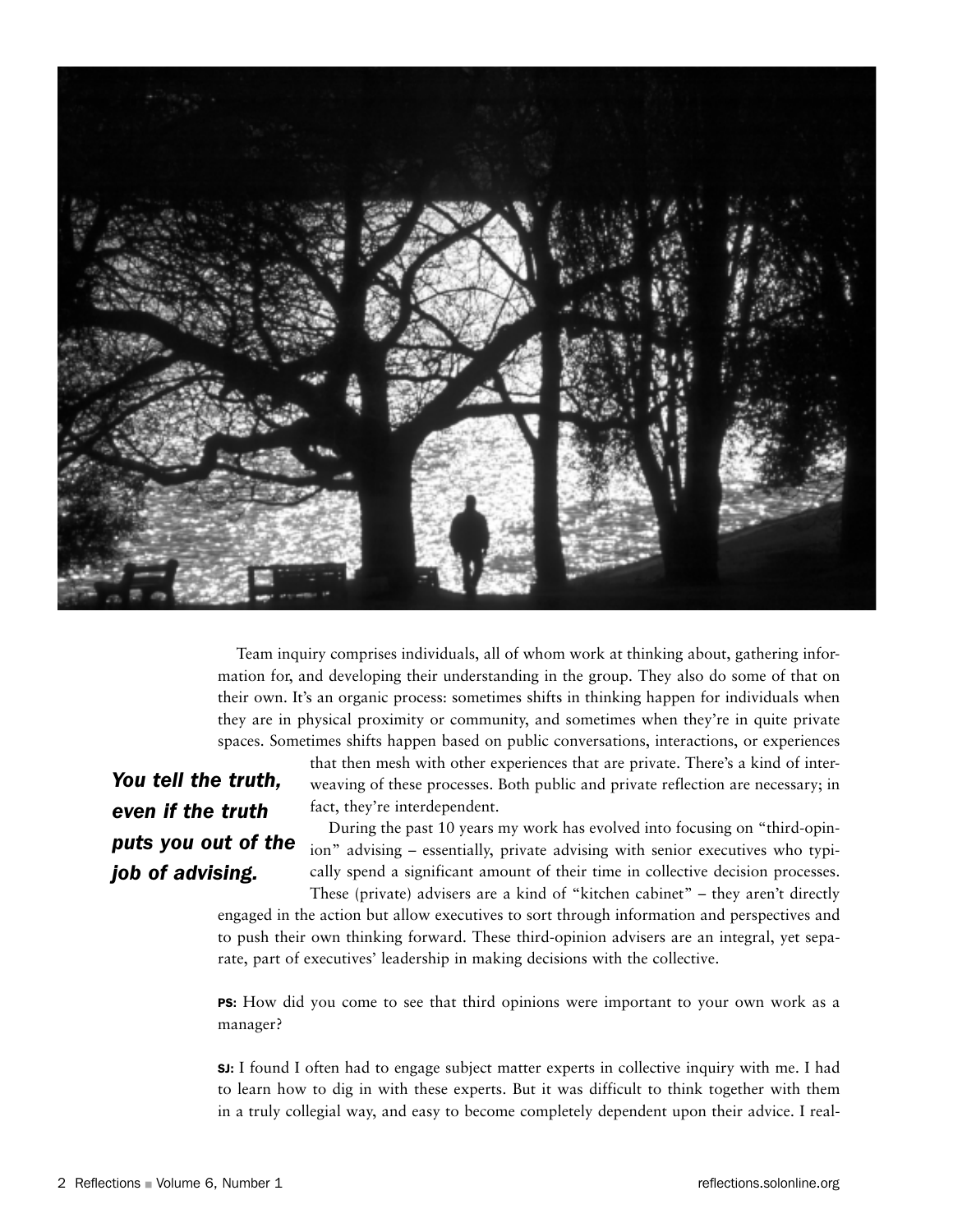Team inquiry comprises individuals, all of whom work at thinking about, gathering information for, and developing their understanding in the group. They also do some of that on their own. It's an organic process: sometimes shifts in thinking happen for individuals when they are in physical proximity or community, and sometimes when they're in quite private spaces. Sometimes shifts happen based on public conversations, interactions, or experiences that then mesh with other experiences that are private. There's a kind of interweaving of these processes. Both public and private reflection are necessary; in fact, they're interdependent.

***You tell the truth, even if the truth puts you out of the job of advising.***

During the past 10 years my work has evolved into focusing on "third-opinion" advising – essentially, private advising with senior executives who typically spend a significant amount of their time in collective decision processes. These (private) advisers are a kind of "kitchen cabinet" – they aren't directly engaged in the action but allow executives to sort through information and perspectives and to push their own thinking forward. These third-opinion advisers are an integral, yet separate, part of executives' leadership in making decisions with the collective.

**PS:** How did you come to see that third opinions were important to your own work as a manager?

**SJ:** I found I often had to engage subject matter experts in collective inquiry with me. I had to learn how to dig in with these experts. But it was difficult to think together with them in a truly collegial way, and easy to become completely dependent upon their advice. I real-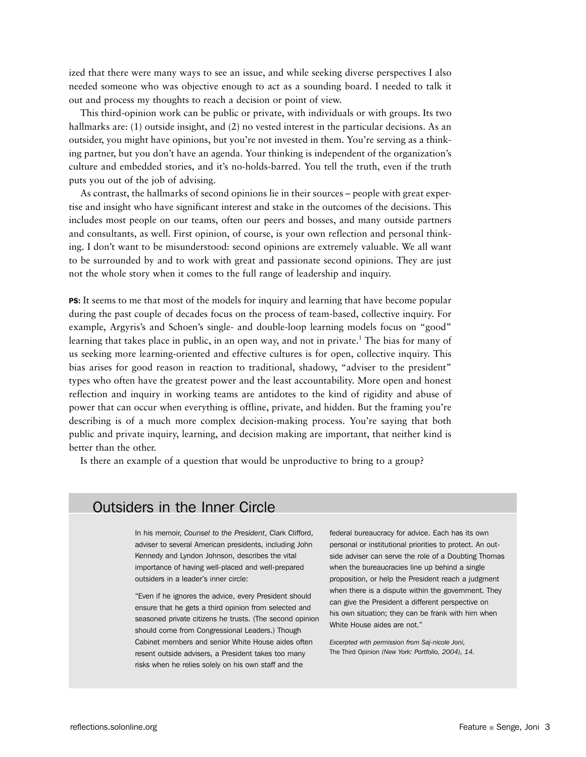ized that there were many ways to see an issue, and while seeking diverse perspectives I also needed someone who was objective enough to act as a sounding board. I needed to talk it out and process my thoughts to reach a decision or point of view.

This third-opinion work can be public or private, with individuals or with groups. Its two hallmarks are: (1) outside insight, and (2) no vested interest in the particular decisions. As an outsider, you might have opinions, but you're not invested in them. You're serving as a thinking partner, but you don't have an agenda. Your thinking is independent of the organization's culture and embedded stories, and it's no-holds-barred. You tell the truth, even if the truth puts you out of the job of advising.

As contrast, the hallmarks of second opinions lie in their sources – people with great expertise and insight who have significant interest and stake in the outcomes of the decisions. This includes most people on our teams, often our peers and bosses, and many outside partners and consultants, as well. First opinion, of course, is your own reflection and personal thinking. I don't want to be misunderstood: second opinions are extremely valuable. We all want to be surrounded by and to work with great and passionate second opinions. They are just not the whole story when it comes to the full range of leadership and inquiry.

**PS:** It seems to me that most of the models for inquiry and learning that have become popular during the past couple of decades focus on the process of team-based, collective inquiry. For example, Argyris's and Schoen's single- and double-loop learning models focus on "good" learning that takes place in public, in an open way, and not in private.[1] The bias for many of us seeking more learning-oriented and effective cultures is for open, collective inquiry. This bias arises for good reason in reaction to traditional, shadowy, "adviser to the president" types who often have the greatest power and the least accountability. More open and honest reflection and inquiry in working teams are antidotes to the kind of rigidity and abuse of power that can occur when everything is offline, private, and hidden. But the framing you're describing is of a much more complex decision-making process. You're saying that both public and private inquiry, learning, and decision making are important, that neither kind is better than the other.

Is there an example of a question that would be unproductive to bring to a group?

## Outsiders in the Inner Circle

In his memoir, *Counsel to the President*, Clark Clifford, adviser to several American presidents, including John Kennedy and Lyndon Johnson, describes the vital importance of having well-placed and well-prepared outsiders in a leader's inner circle:

"Even if he ignores the advice, every President should ensure that he gets a third opinion from selected and seasoned private citizens he trusts. (The second opinion should come from Congressional Leaders.) Though Cabinet members and senior White House aides often resent outside advisers, a President takes too many risks when he relies solely on his own staff and the federal bureaucracy for advice. Each has its own personal or institutional priorities to protect. An outside adviser can serve the role of a Doubting Thomas when the bureaucracies line up behind a single proposition, or help the President reach a judgment when there is a dispute within the government. They can give the President a different perspective on his own situation; they can be frank with him when White House aides are not."

*Excerpted with permission from Saj-nicole Joni,* The Third Opinion *(New York: Portfolio, 2004), 14.*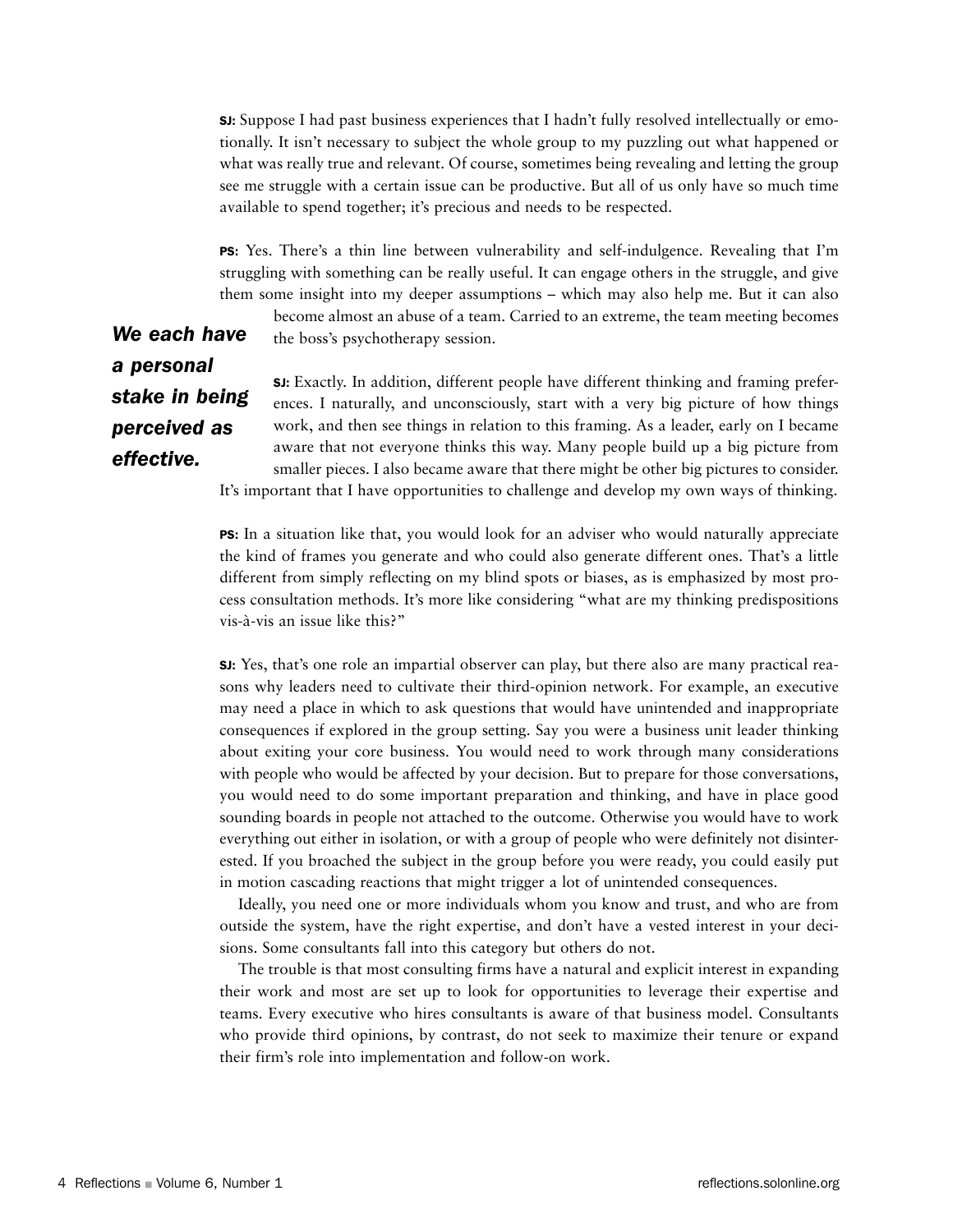**SJ:** Suppose I had past business experiences that I hadn't fully resolved intellectually or emotionally. It isn't necessary to subject the whole group to my puzzling out what happened or what was really true and relevant. Of course, sometimes being revealing and letting the group see me struggle with a certain issue can be productive. But all of us only have so much time available to spend together; it's precious and needs to be respected.

**PS:** Yes. There's a thin line between vulnerability and self-indulgence. Revealing that I'm struggling with something can be really useful. It can engage others in the struggle, and give them some insight into my deeper assumptions – which may also help me. But it can also become almost an abuse of a team. Carried to an extreme, the team meeting becomes the boss's psychotherapy session.

***We each have a personal stake in being perceived as effective.***

**SJ:** Exactly. In addition, different people have different thinking and framing preferences. I naturally, and unconsciously, start with a very big picture of how things work, and then see things in relation to this framing. As a leader, early on I became aware that not everyone thinks this way. Many people build up a big picture from smaller pieces. I also became aware that there might be other big pictures to consider. It's important that I have opportunities to challenge and develop my own ways of thinking.

**PS:** In a situation like that, you would look for an adviser who would naturally appreciate the kind of frames you generate and who could also generate different ones. That's a little different from simply reflecting on my blind spots or biases, as is emphasized by most process consultation methods. It's more like considering "what are my thinking predispositions vis-à-vis an issue like this?"

**SJ:** Yes, that's one role an impartial observer can play, but there also are many practical reasons why leaders need to cultivate their third-opinion network. For example, an executive may need a place in which to ask questions that would have unintended and inappropriate consequences if explored in the group setting. Say you were a business unit leader thinking about exiting your core business. You would need to work through many considerations with people who would be affected by your decision. But to prepare for those conversations, you would need to do some important preparation and thinking, and have in place good sounding boards in people not attached to the outcome. Otherwise you would have to work everything out either in isolation, or with a group of people who were definitely not disinterested. If you broached the subject in the group before you were ready, you could easily put in motion cascading reactions that might trigger a lot of unintended consequences.

Ideally, you need one or more individuals whom you know and trust, and who are from outside the system, have the right expertise, and don't have a vested interest in your decisions. Some consultants fall into this category but others do not.

The trouble is that most consulting firms have a natural and explicit interest in expanding their work and most are set up to look for opportunities to leverage their expertise and teams. Every executive who hires consultants is aware of that business model. Consultants who provide third opinions, by contrast, do not seek to maximize their tenure or expand their firm's role into implementation and follow-on work.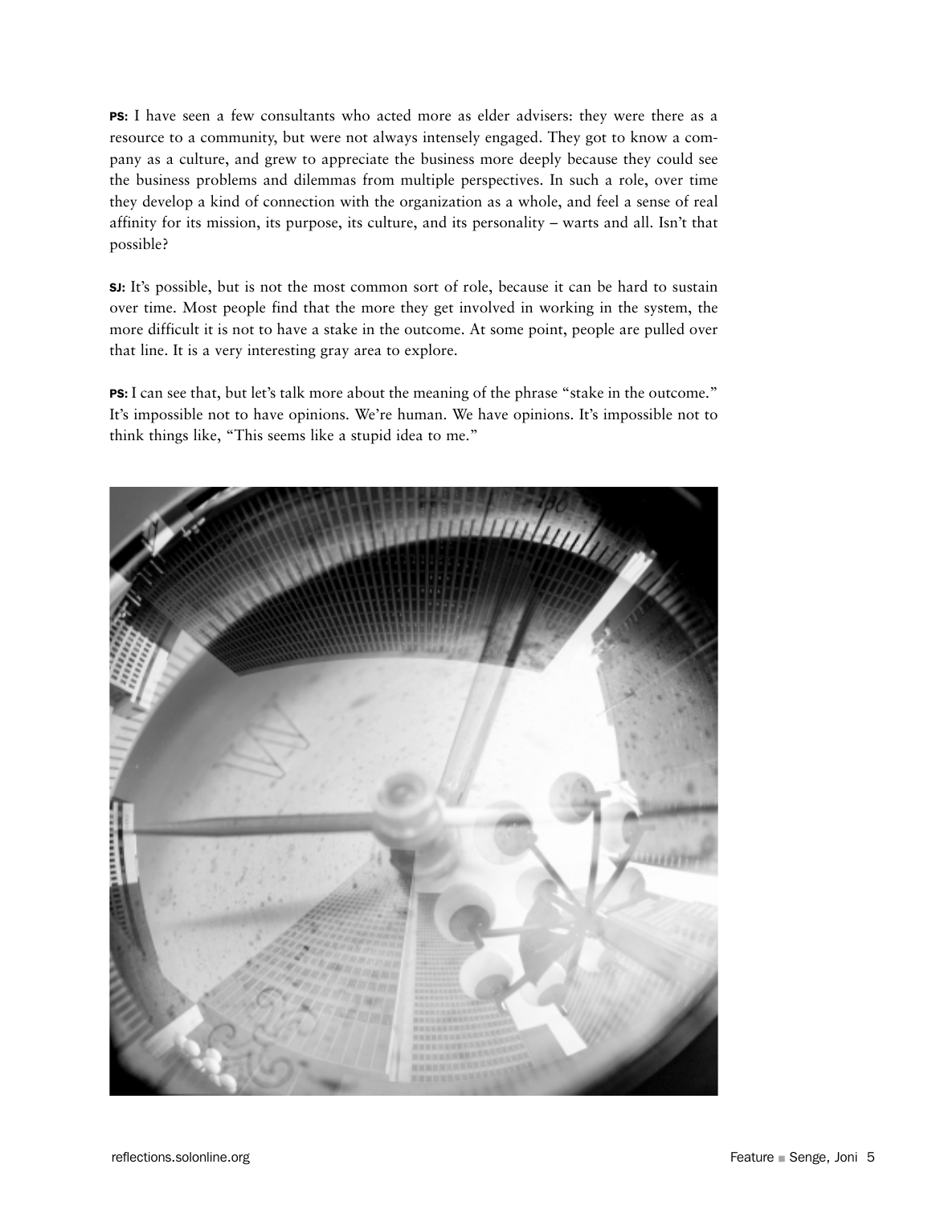**PS:** I have seen a few consultants who acted more as elder advisers: they were there as a resource to a community, but were not always intensely engaged. They got to know a company as a culture, and grew to appreciate the business more deeply because they could see the business problems and dilemmas from multiple perspectives. In such a role, over time they develop a kind of connection with the organization as a whole, and feel a sense of real affinity for its mission, its purpose, its culture, and its personality – warts and all. Isn't that possible?

**SJ:** It's possible, but is not the most common sort of role, because it can be hard to sustain over time. Most people find that the more they get involved in working in the system, the more difficult it is not to have a stake in the outcome. At some point, people are pulled over that line. It is a very interesting gray area to explore.

**PS:** I can see that, but let's talk more about the meaning of the phrase "stake in the outcome." It's impossible not to have opinions. We're human. We have opinions. It's impossible not to think things like, "This seems like a stupid idea to me."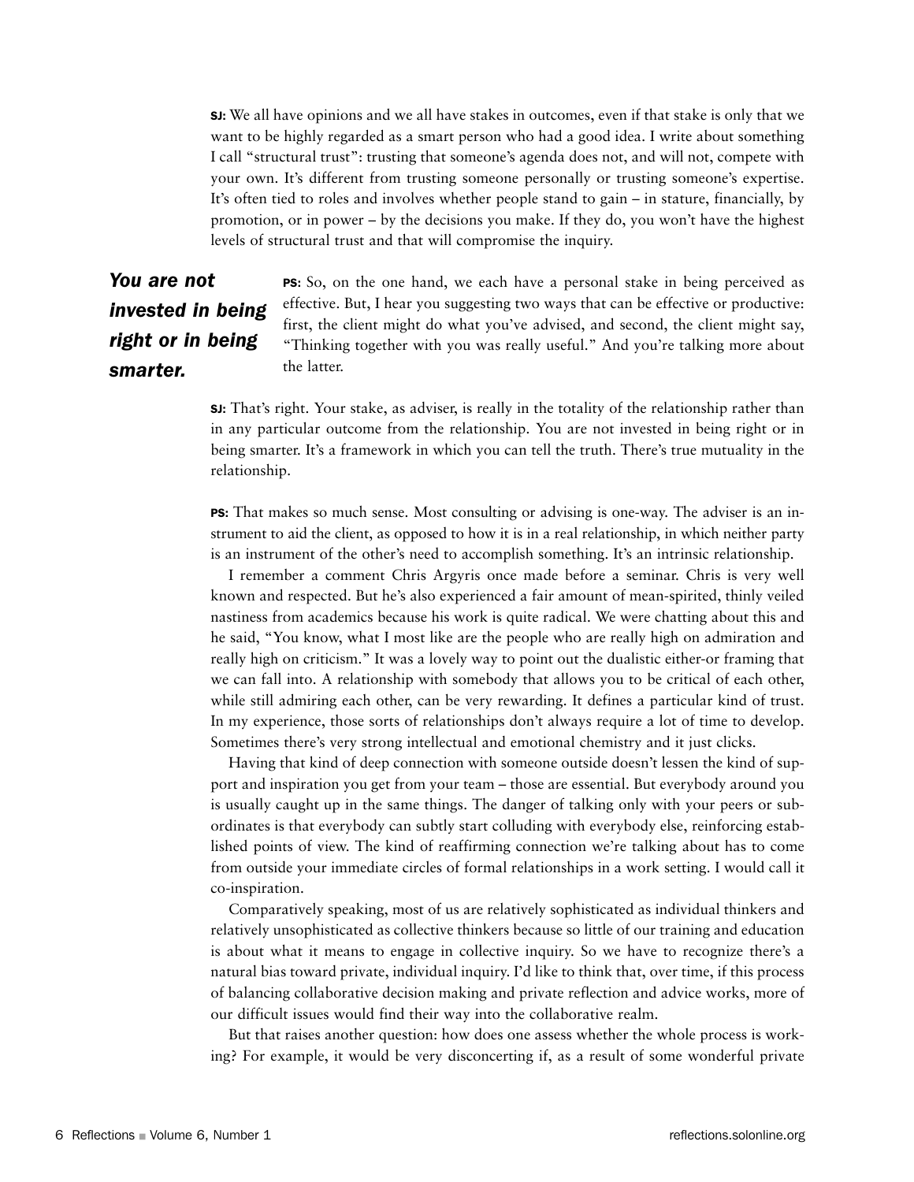**SJ:** We all have opinions and we all have stakes in outcomes, even if that stake is only that we want to be highly regarded as a smart person who had a good idea. I write about something I call "structural trust": trusting that someone's agenda does not, and will not, compete with your own. It's different from trusting someone personally or trusting someone's expertise. It's often tied to roles and involves whether people stand to gain – in stature, financially, by promotion, or in power – by the decisions you make. If they do, you won't have the highest levels of structural trust and that will compromise the inquiry.

***You are not invested in being right or in being smarter.***

**PS:** So, on the one hand, we each have a personal stake in being perceived as effective. But, I hear you suggesting two ways that can be effective or productive: first, the client might do what you've advised, and second, the client might say, "Thinking together with you was really useful." And you're talking more about the latter.

**SJ:** That's right. Your stake, as adviser, is really in the totality of the relationship rather than in any particular outcome from the relationship. You are not invested in being right or in being smarter. It's a framework in which you can tell the truth. There's true mutuality in the relationship.

**PS:** That makes so much sense. Most consulting or advising is one-way. The adviser is an instrument to aid the client, as opposed to how it is in a real relationship, in which neither party is an instrument of the other's need to accomplish something. It's an intrinsic relationship.

I remember a comment Chris Argyris once made before a seminar. Chris is very well known and respected. But he's also experienced a fair amount of mean-spirited, thinly veiled nastiness from academics because his work is quite radical. We were chatting about this and he said, "You know, what I most like are the people who are really high on admiration and really high on criticism." It was a lovely way to point out the dualistic either-or framing that we can fall into. A relationship with somebody that allows you to be critical of each other, while still admiring each other, can be very rewarding. It defines a particular kind of trust. In my experience, those sorts of relationships don't always require a lot of time to develop. Sometimes there's very strong intellectual and emotional chemistry and it just clicks.

Having that kind of deep connection with someone outside doesn't lessen the kind of support and inspiration you get from your team – those are essential. But everybody around you is usually caught up in the same things. The danger of talking only with your peers or subordinates is that everybody can subtly start colluding with everybody else, reinforcing established points of view. The kind of reaffirming connection we're talking about has to come from outside your immediate circles of formal relationships in a work setting. I would call it co-inspiration.

Comparatively speaking, most of us are relatively sophisticated as individual thinkers and relatively unsophisticated as collective thinkers because so little of our training and education is about what it means to engage in collective inquiry. So we have to recognize there's a natural bias toward private, individual inquiry. I'd like to think that, over time, if this process of balancing collaborative decision making and private reflection and advice works, more of our difficult issues would find their way into the collaborative realm.

But that raises another question: how does one assess whether the whole process is working? For example, it would be very disconcerting if, as a result of some wonderful private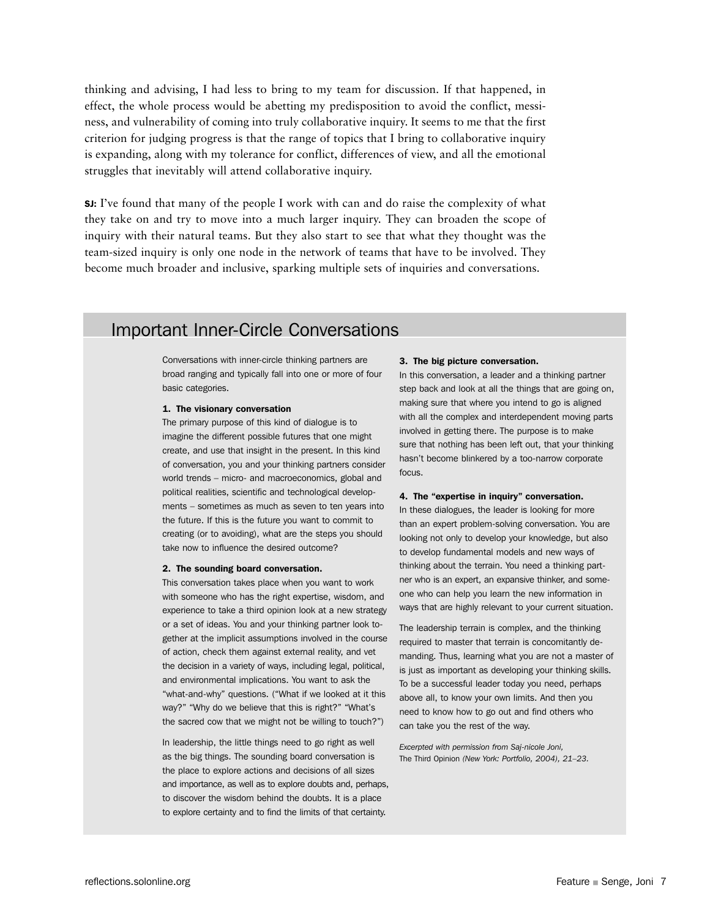thinking and advising, I had less to bring to my team for discussion. If that happened, in effect, the whole process would be abetting my predisposition to avoid the conflict, messiness, and vulnerability of coming into truly collaborative inquiry. It seems to me that the first criterion for judging progress is that the range of topics that I bring to collaborative inquiry is expanding, along with my tolerance for conflict, differences of view, and all the emotional struggles that inevitably will attend collaborative inquiry.

**SJ:** I've found that many of the people I work with can and do raise the complexity of what they take on and try to move into a much larger inquiry. They can broaden the scope of inquiry with their natural teams. But they also start to see that what they thought was the team-sized inquiry is only one node in the network of teams that have to be involved. They become much broader and inclusive, sparking multiple sets of inquiries and conversations.

## Important Inner-Circle Conversations

Conversations with inner-circle thinking partners are broad ranging and typically fall into one or more of four basic categories.

**1. The visionary conversation**

The primary purpose of this kind of dialogue is to imagine the different possible futures that one might create, and use that insight in the present. In this kind of conversation, you and your thinking partners consider world trends – micro- and macroeconomics, global and political realities, scientific and technological developments – sometimes as much as seven to ten years into the future. If this is the future you want to commit to creating (or to avoiding), what are the steps you should take now to influence the desired outcome?

**2. The sounding board conversation.**

This conversation takes place when you want to work with someone who has the right expertise, wisdom, and experience to take a third opinion look at a new strategy or a set of ideas. You and your thinking partner look together at the implicit assumptions involved in the course of action, check them against external reality, and vet the decision in a variety of ways, including legal, political, and environmental implications. You want to ask the "what-and-why" questions. ("What if we looked at it this way?" "Why do we believe that this is right?" "What's the sacred cow that we might not be willing to touch?")

In leadership, the little things need to go right as well as the big things. The sounding board conversation is the place to explore actions and decisions of all sizes and importance, as well as to explore doubts and, perhaps, to discover the wisdom behind the doubts. It is a place to explore certainty and to find the limits of that certainty.

**3. The big picture conversation.**

In this conversation, a leader and a thinking partner step back and look at all the things that are going on, making sure that where you intend to go is aligned with all the complex and interdependent moving parts involved in getting there. The purpose is to make sure that nothing has been left out, that your thinking hasn't become blinkered by a too-narrow corporate focus.

**4. The "expertise in inquiry" conversation.**

In these dialogues, the leader is looking for more than an expert problem-solving conversation. You are looking not only to develop your knowledge, but also to develop fundamental models and new ways of thinking about the terrain. You need a thinking partner who is an expert, an expansive thinker, and someone who can help you learn the new information in ways that are highly relevant to your current situation.

The leadership terrain is complex, and the thinking required to master that terrain is concomitantly demanding. Thus, learning what you are not a master of is just as important as developing your thinking skills. To be a successful leader today you need, perhaps above all, to know your own limits. And then you need to know how to go out and find others who can take you the rest of the way.

*Excerpted with permission from Saj-nicole Joni,* The Third Opinion *(New York: Portfolio, 2004), 21–23.*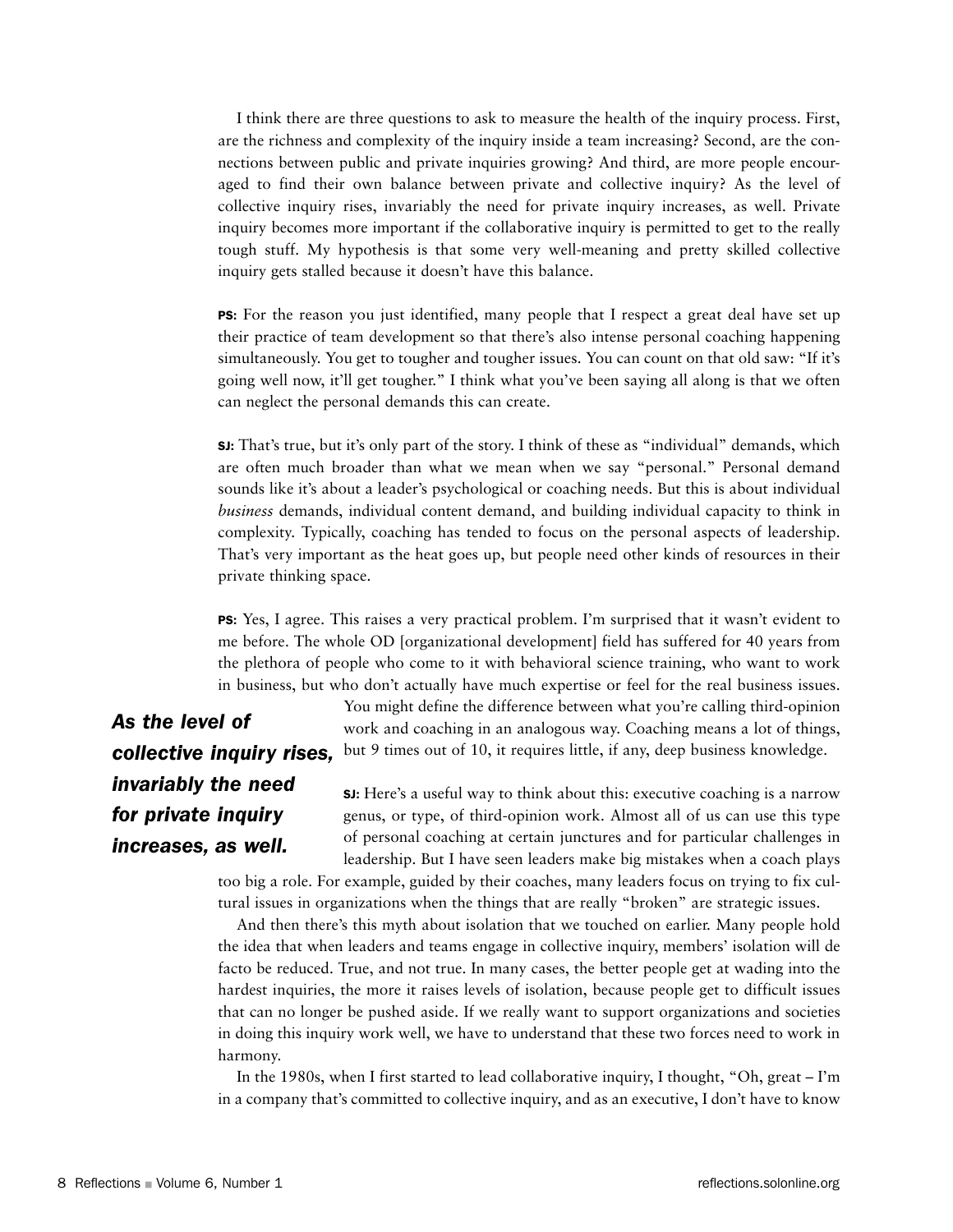I think there are three questions to ask to measure the health of the inquiry process. First, are the richness and complexity of the inquiry inside a team increasing? Second, are the connections between public and private inquiries growing? And third, are more people encouraged to find their own balance between private and collective inquiry? As the level of collective inquiry rises, invariably the need for private inquiry increases, as well. Private inquiry becomes more important if the collaborative inquiry is permitted to get to the really tough stuff. My hypothesis is that some very well-meaning and pretty skilled collective inquiry gets stalled because it doesn't have this balance.

**PS:** For the reason you just identified, many people that I respect a great deal have set up their practice of team development so that there's also intense personal coaching happening simultaneously. You get to tougher and tougher issues. You can count on that old saw: "If it's going well now, it'll get tougher." I think what you've been saying all along is that we often can neglect the personal demands this can create.

**SJ:** That's true, but it's only part of the story. I think of these as "individual" demands, which are often much broader than what we mean when we say "personal." Personal demand sounds like it's about a leader's psychological or coaching needs. But this is about individual *business* demands, individual content demand, and building individual capacity to think in complexity. Typically, coaching has tended to focus on the personal aspects of leadership. That's very important as the heat goes up, but people need other kinds of resources in their private thinking space.

**PS:** Yes, I agree. This raises a very practical problem. I'm surprised that it wasn't evident to me before. The whole OD [organizational development] field has suffered for 40 years from the plethora of people who come to it with behavioral science training, who want to work in business, but who don't actually have much expertise or feel for the real business issues. You might define the difference between what you're calling third-opinion work and coaching in an analogous way. Coaching means a lot of things, but 9 times out of 10, it requires little, if any, deep business knowledge.

***As the level of collective inquiry rises, invariably the need for private inquiry increases, as well.***

**SJ:** Here's a useful way to think about this: executive coaching is a narrow genus, or type, of third-opinion work. Almost all of us can use this type of personal coaching at certain junctures and for particular challenges in leadership. But I have seen leaders make big mistakes when a coach plays too big a role. For example, guided by their coaches, many leaders focus on trying to fix cultural issues in organizations when the things that are really "broken" are strategic issues.

And then there's this myth about isolation that we touched on earlier. Many people hold the idea that when leaders and teams engage in collective inquiry, members' isolation will de facto be reduced. True, and not true. In many cases, the better people get at wading into the hardest inquiries, the more it raises levels of isolation, because people get to difficult issues that can no longer be pushed aside. If we really want to support organizations and societies in doing this inquiry work well, we have to understand that these two forces need to work in harmony.

In the 1980s, when I first started to lead collaborative inquiry, I thought, "Oh, great – I'm in a company that's committed to collective inquiry, and as an executive, I don't have to know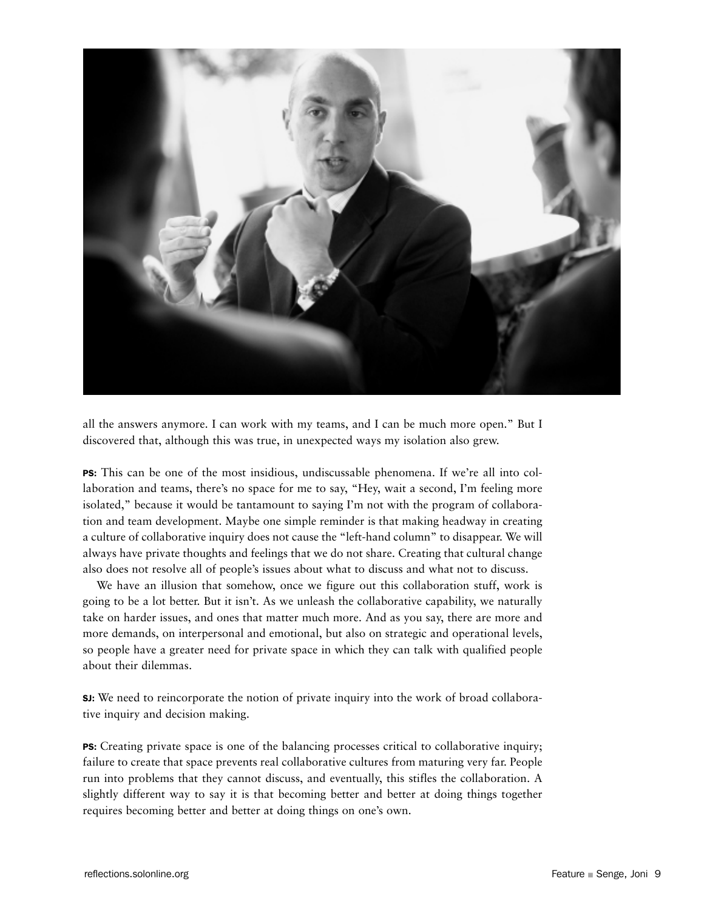all the answers anymore. I can work with my teams, and I can be much more open." But I discovered that, although this was true, in unexpected ways my isolation also grew.

**PS:** This can be one of the most insidious, undiscussable phenomena. If we're all into collaboration and teams, there's no space for me to say, "Hey, wait a second, I'm feeling more isolated," because it would be tantamount to saying I'm not with the program of collaboration and team development. Maybe one simple reminder is that making headway in creating a culture of collaborative inquiry does not cause the "left-hand column" to disappear. We will always have private thoughts and feelings that we do not share. Creating that cultural change also does not resolve all of people's issues about what to discuss and what not to discuss.

We have an illusion that somehow, once we figure out this collaboration stuff, work is going to be a lot better. But it isn't. As we unleash the collaborative capability, we naturally take on harder issues, and ones that matter much more. And as you say, there are more and more demands, on interpersonal and emotional, but also on strategic and operational levels, so people have a greater need for private space in which they can talk with qualified people about their dilemmas.

**SJ:** We need to reincorporate the notion of private inquiry into the work of broad collaborative inquiry and decision making.

**PS:** Creating private space is one of the balancing processes critical to collaborative inquiry; failure to create that space prevents real collaborative cultures from maturing very far. People run into problems that they cannot discuss, and eventually, this stifles the collaboration. A slightly different way to say it is that becoming better and better at doing things together requires becoming better and better at doing things on one's own.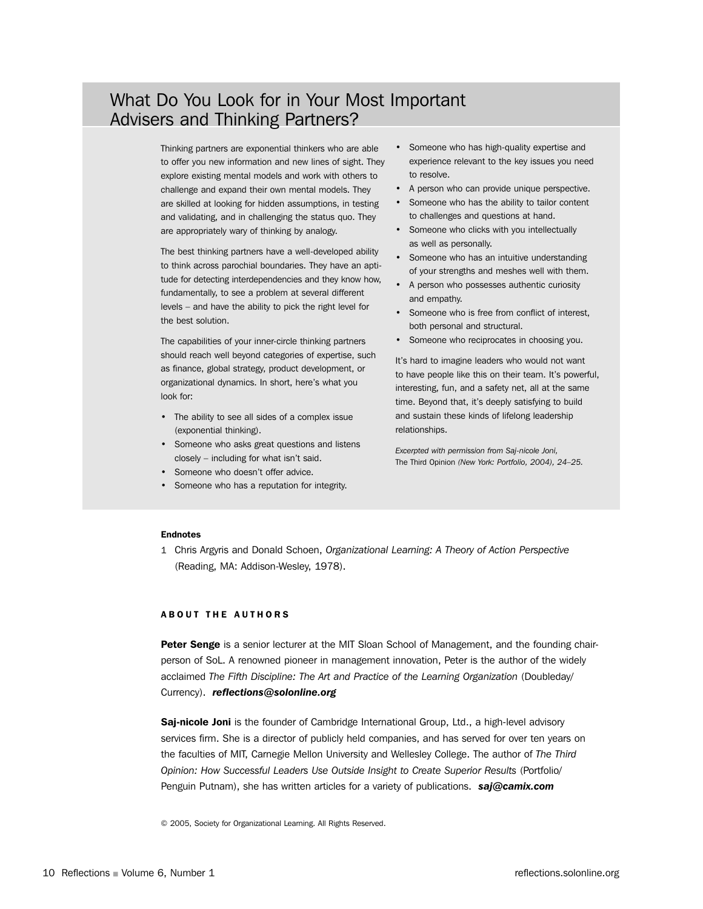## What Do You Look for in Your Most Important Advisers and Thinking Partners?

Thinking partners are exponential thinkers who are able to offer you new information and new lines of sight. They explore existing mental models and work with others to challenge and expand their own mental models. They are skilled at looking for hidden assumptions, in testing and validating, and in challenging the status quo. They are appropriately wary of thinking by analogy.

The best thinking partners have a well-developed ability to think across parochial boundaries. They have an aptitude for detecting interdependencies and they know how, fundamentally, to see a problem at several different levels – and have the ability to pick the right level for the best solution.

The capabilities of your inner-circle thinking partners should reach well beyond categories of expertise, such as finance, global strategy, product development, or organizational dynamics. In short, here's what you look for:

- The ability to see all sides of a complex issue (exponential thinking).
- Someone who asks great questions and listens closely – including for what isn't said.
- Someone who doesn't offer advice.
- Someone who has a reputation for integrity.
- Someone who has high-quality expertise and experience relevant to the key issues you need to resolve.
- A person who can provide unique perspective.
- Someone who has the ability to tailor content to challenges and questions at hand.
- Someone who clicks with you intellectually as well as personally.
- Someone who has an intuitive understanding of your strengths and meshes well with them.
- A person who possesses authentic curiosity and empathy.
- Someone who is free from conflict of interest, both personal and structural.
- Someone who reciprocates in choosing you.

It's hard to imagine leaders who would not want to have people like this on their team. It's powerful, interesting, fun, and a safety net, all at the same time. Beyond that, it's deeply satisfying to build and sustain these kinds of lifelong leadership relationships.

*Excerpted with permission from Saj-nicole Joni,* The Third Opinion *(New York: Portfolio, 2004), 24–25.*

**Endnotes**

1 Chris Argyris and Donald Schoen, *Organizational Learning: A Theory of Action Perspective* (Reading, MA: Addison-Wesley, 1978).

### ABOUT THE AUTHORS

**Peter Senge** is a senior lecturer at the MIT Sloan School of Management, and the founding chairperson of SoL. A renowned pioneer in management innovation, Peter is the author of the widely acclaimed *The Fifth Discipline: The Art and Practice of the Learning Organization* (Doubleday/Currency). ***reflections@solonline.org***

**Saj-nicole Joni** is the founder of Cambridge International Group, Ltd., a high-level advisory services firm. She is a director of publicly held companies, and has served for over ten years on the faculties of MIT, Carnegie Mellon University and Wellesley College. The author of *The Third Opinion: How Successful Leaders Use Outside Insight to Create Superior Results* (Portfolio/Penguin Putnam), she has written articles for a variety of publications. ***saj@camix.com***

© 2005, Society for Organizational Learning. All Rights Reserved.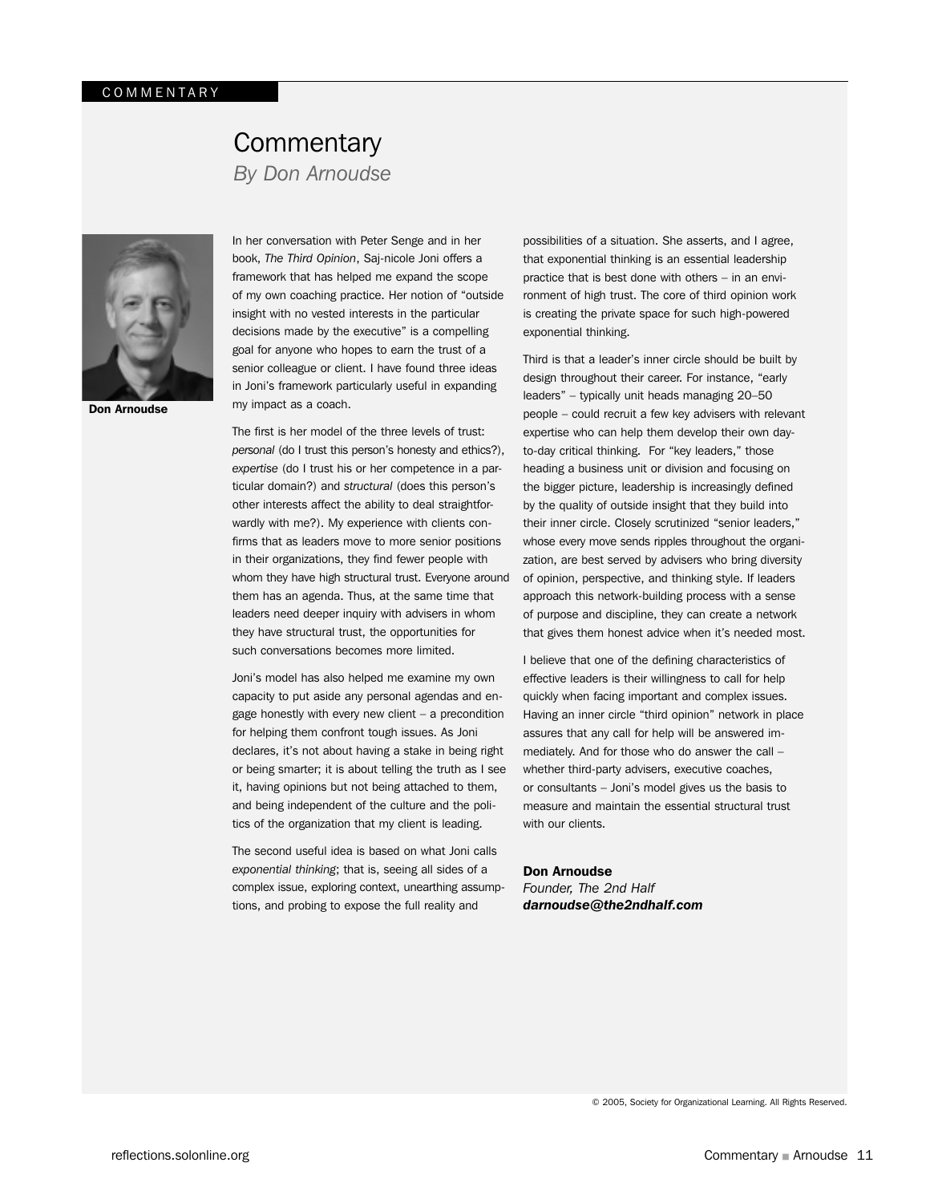COMMENTARY

# Commentary

*By Don Arnoudse*

**Don Arnoudse**

In her conversation with Peter Senge and in her book, *The Third Opinion*, Saj-nicole Joni offers a framework that has helped me expand the scope of my own coaching practice. Her notion of "outside insight with no vested interests in the particular decisions made by the executive" is a compelling goal for anyone who hopes to earn the trust of a senior colleague or client. I have found three ideas in Joni's framework particularly useful in expanding my impact as a coach.

The first is her model of the three levels of trust: *personal* (do I trust this person's honesty and ethics?), *expertise* (do I trust his or her competence in a particular domain?) and *structural* (does this person's other interests affect the ability to deal straightforwardly with me?). My experience with clients confirms that as leaders move to more senior positions in their organizations, they find fewer people with whom they have high structural trust. Everyone around them has an agenda. Thus, at the same time that leaders need deeper inquiry with advisers in whom they have structural trust, the opportunities for such conversations becomes more limited.

Joni's model has also helped me examine my own capacity to put aside any personal agendas and engage honestly with every new client – a precondition for helping them confront tough issues. As Joni declares, it's not about having a stake in being right or being smarter; it is about telling the truth as I see it, having opinions but not being attached to them, and being independent of the culture and the politics of the organization that my client is leading.

The second useful idea is based on what Joni calls *exponential thinking*; that is, seeing all sides of a complex issue, exploring context, unearthing assumptions, and probing to expose the full reality and possibilities of a situation. She asserts, and I agree, that exponential thinking is an essential leadership practice that is best done with others – in an environment of high trust. The core of third opinion work is creating the private space for such high-powered exponential thinking.

Third is that a leader's inner circle should be built by design throughout their career. For instance, "early leaders" – typically unit heads managing 20–50 people – could recruit a few key advisers with relevant expertise who can help them develop their own day-to-day critical thinking. For "key leaders," those heading a business unit or division and focusing on the bigger picture, leadership is increasingly defined by the quality of outside insight that they build into their inner circle. Closely scrutinized "senior leaders," whose every move sends ripples throughout the organization, are best served by advisers who bring diversity of opinion, perspective, and thinking style. If leaders approach this network-building process with a sense of purpose and discipline, they can create a network that gives them honest advice when it's needed most.

I believe that one of the defining characteristics of effective leaders is their willingness to call for help quickly when facing important and complex issues. Having an inner circle "third opinion" network in place assures that any call for help will be answered immediately. And for those who do answer the call – whether third-party advisers, executive coaches, or consultants – Joni's model gives us the basis to measure and maintain the essential structural trust with our clients.

**Don Arnoudse**
*Founder, The 2nd Half*
***darnoudse@the2ndhalf.com***

© 2005, Society for Organizational Learning. All Rights Reserved.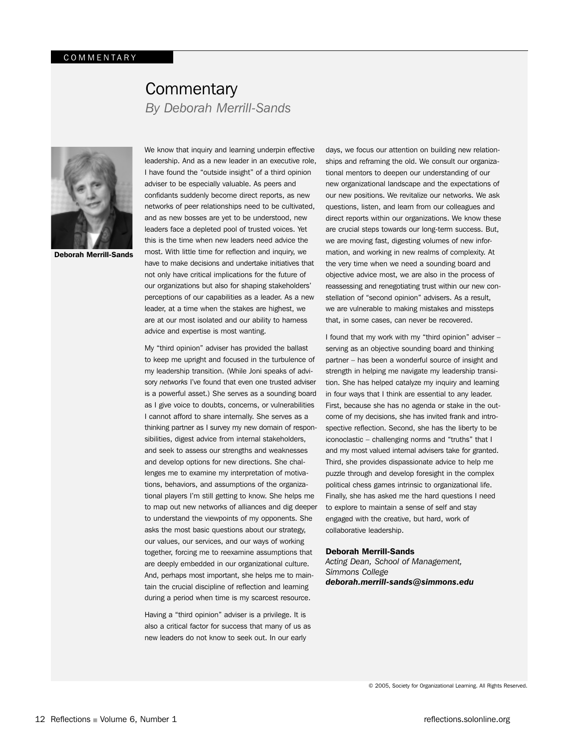# Commentary

*By Deborah Merrill-Sands*

**Deborah Merrill-Sands**

We know that inquiry and learning underpin effective leadership. And as a new leader in an executive role, I have found the "outside insight" of a third opinion adviser to be especially valuable. As peers and confidants suddenly become direct reports, as new networks of peer relationships need to be cultivated, and as new bosses are yet to be understood, new leaders face a depleted pool of trusted voices. Yet this is the time when new leaders need advice the most. With little time for reflection and inquiry, we have to make decisions and undertake initiatives that not only have critical implications for the future of our organizations but also for shaping stakeholders' perceptions of our capabilities as a leader. As a new leader, at a time when the stakes are highest, we are at our most isolated and our ability to harness advice and expertise is most wanting.

My "third opinion" adviser has provided the ballast to keep me upright and focused in the turbulence of my leadership transition. (While Joni speaks of advisory *networks* I've found that even one trusted adviser is a powerful asset.) She serves as a sounding board as I give voice to doubts, concerns, or vulnerabilities I cannot afford to share internally. She serves as a thinking partner as I survey my new domain of responsibilities, digest advice from internal stakeholders, and seek to assess our strengths and weaknesses and develop options for new directions. She challenges me to examine my interpretation of motivations, behaviors, and assumptions of the organizational players I'm still getting to know. She helps me to map out new networks of alliances and dig deeper to understand the viewpoints of my opponents. She asks the most basic questions about our strategy, our values, our services, and our ways of working together, forcing me to reexamine assumptions that are deeply embedded in our organizational culture. And, perhaps most important, she helps me to maintain the crucial discipline of reflection and learning during a period when time is my scarcest resource.

Having a "third opinion" adviser is a privilege. It is also a critical factor for success that many of us as new leaders do not know to seek out. In our early days, we focus our attention on building new relationships and reframing the old. We consult our organizational mentors to deepen our understanding of our new organizational landscape and the expectations of our new positions. We revitalize our networks. We ask questions, listen, and learn from our colleagues and direct reports within our organizations. We know these are crucial steps towards our long-term success. But, we are moving fast, digesting volumes of new information, and working in new realms of complexity. At the very time when we need a sounding board and objective advice most, we are also in the process of reassessing and renegotiating trust within our new constellation of "second opinion" advisers. As a result, we are vulnerable to making mistakes and missteps that, in some cases, can never be recovered.

I found that my work with my "third opinion" adviser – serving as an objective sounding board and thinking partner – has been a wonderful source of insight and strength in helping me navigate my leadership transition. She has helped catalyze my inquiry and learning in four ways that I think are essential to any leader. First, because she has no agenda or stake in the outcome of my decisions, she has invited frank and introspective reflection. Second, she has the liberty to be iconoclastic – challenging norms and "truths" that I and my most valued internal advisers take for granted. Third, she provides dispassionate advice to help me puzzle through and develop foresight in the complex political chess games intrinsic to organizational life. Finally, she has asked me the hard questions I need to explore to maintain a sense of self and stay engaged with the creative, but hard, work of collaborative leadership.

**Deborah Merrill-Sands**
*Acting Dean, School of Management, Simmons College*
***deborah.merrill-sands@simmons.edu***

© 2005, Society for Organizational Learning. All Rights Reserved.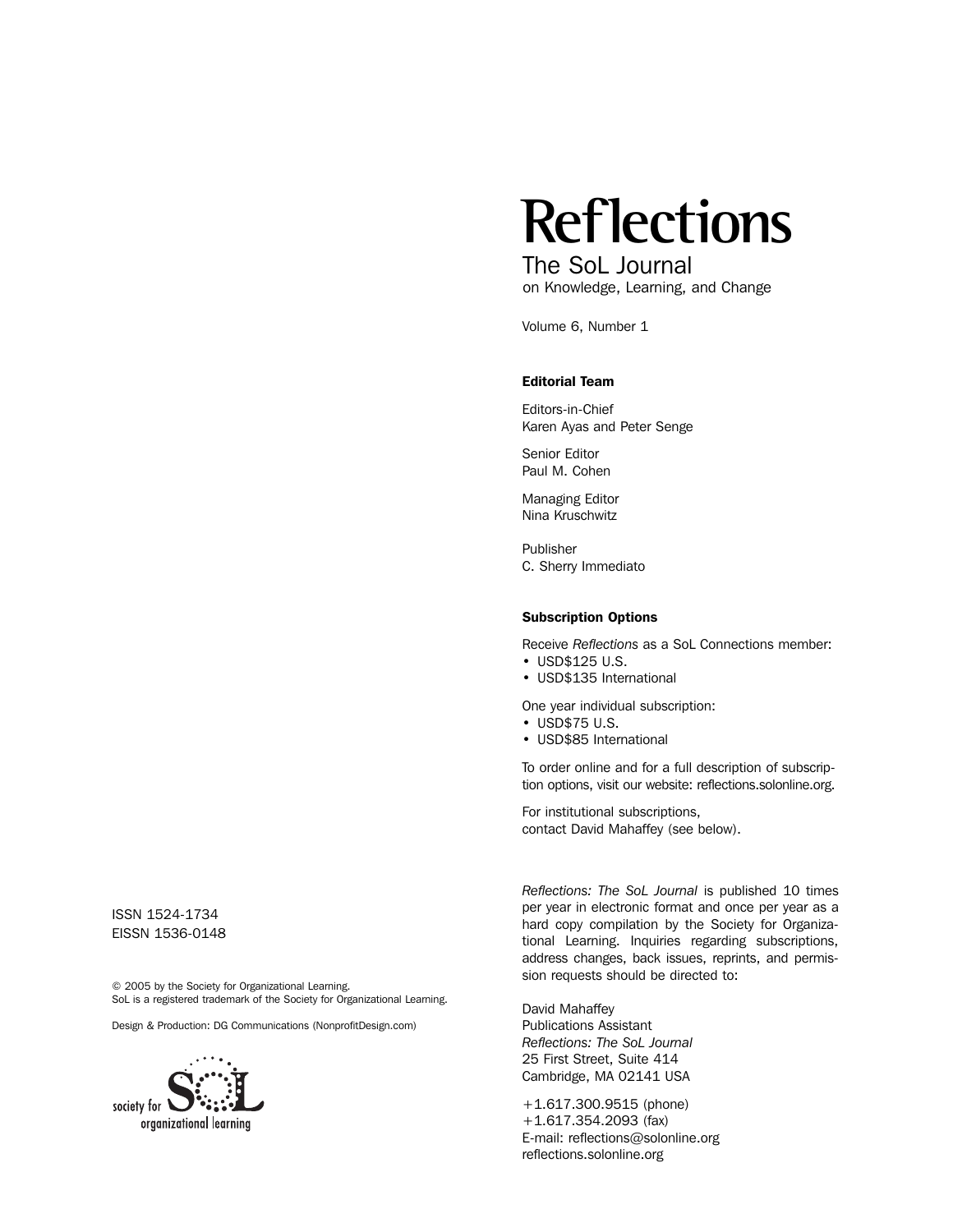# Reflections

## The SoL Journal

on Knowledge, Learning, and Change

Volume 6, Number 1

**Editorial Team**

Editors-in-Chief
Karen Ayas and Peter Senge

Senior Editor
Paul M. Cohen

Managing Editor
Nina Kruschwitz

Publisher
C. Sherry Immediato

**Subscription Options**

Receive *Reflections* as a SoL Connections member:

- USD$125 U.S.
- USD$135 International

One year individual subscription:

- USD$75 U.S.
- USD$85 International

To order online and for a full description of subscription options, visit our website: reflections.solonline.org.

For institutional subscriptions, contact David Mahaffey (see below).

*Reflections: The SoL Journal* is published 10 times per year in electronic format and once per year as a hard copy compilation by the Society for Organizational Learning. Inquiries regarding subscriptions, address changes, back issues, reprints, and permission requests should be directed to:

David Mahaffey
Publications Assistant
*Reflections: The SoL Journal*
25 First Street, Suite 414
Cambridge, MA 02141 USA

+1.617.300.9515 (phone)
+1.617.354.2093 (fax)
E-mail: reflections@solonline.org
reflections.solonline.org

ISSN 1524-1734
EISSN 1536-0148

© 2005 by the Society for Organizational Learning.
SoL is a registered trademark of the Society for Organizational Learning.

Design & Production: DG Communications (NonprofitDesign.com)

society for SoL organizational learning